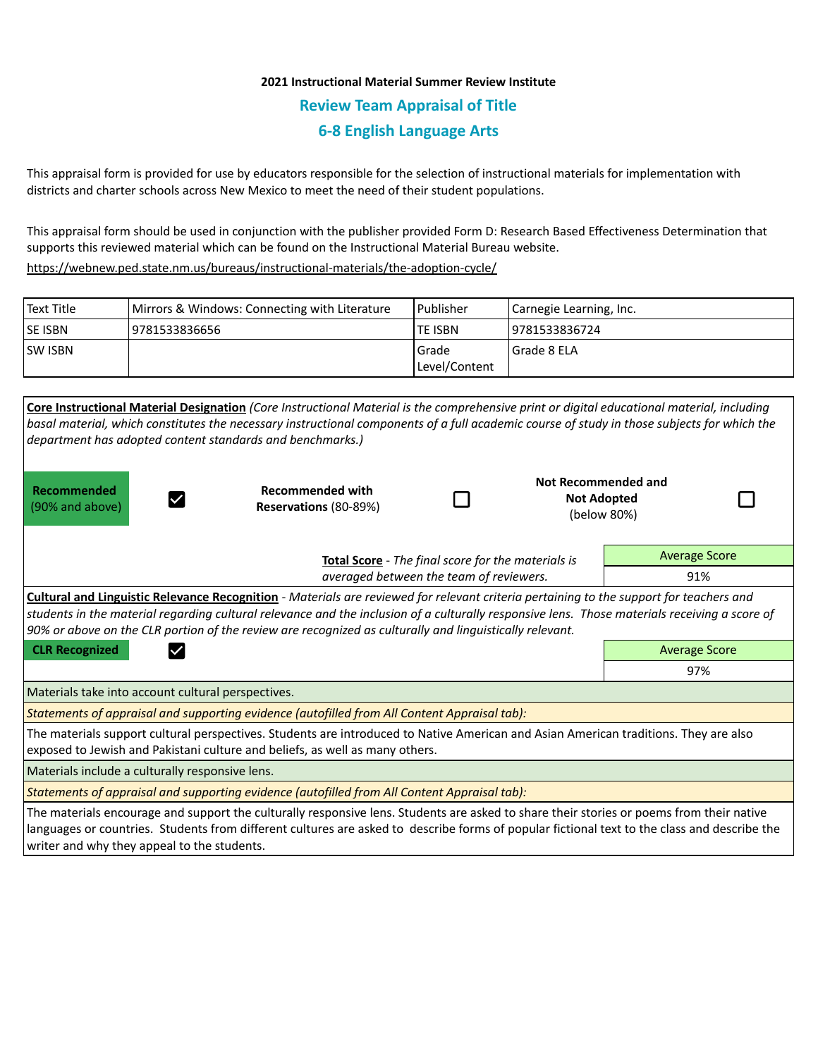**2021 Instructional Material Summer Review Institute**

## Review Team Appraisal of Title

## 6-8 English Language Arts

This appraisal form is provided for use by educators responsible for the selection of instructional materials for implementation with districts and charter schools across New Mexico to meet the need of their student populations.

This appraisal form should be used in conjunction with the publisher provided Form D: Research Based Effectiveness Determination that supports this reviewed material which can be found on the Instructional Material Bureau website.

https://webnew.ped.state.nm.us/bureaus/instructional-materials/the-adoption-cycle/

| Text Title | Mirrors & Windows: Connecting with Literature | Publisher | Carnegie Learning, Inc. |
|---|---|---|---|
| SE ISBN | 9781533836656 | TE ISBN | 9781533836724 |
| SW ISBN | | Grade Level/Content | Grade 8 ELA |

**Core Instructional Material Designation** *(Core Instructional Material is the comprehensive print or digital educational material, including basal material, which constitutes the necessary instructional components of a full academic course of study in those subjects for which the department has adopted content standards and benchmarks.)*

| **Recommended** (90% and above) | ☑ | **Recommended with Reservations** (80-89%) | ☐ | **Not Recommended and Not Adopted** (below 80%) | ☐ |
|---|---|---|---|---|---|

**Total Score** - *The final score for the materials is averaged between the team of reviewers.*

| Average Score |
|---|
| 91% |

**Cultural and Linguistic Relevance Recognition** - *Materials are reviewed for relevant criteria pertaining to the support for teachers and students in the material regarding cultural relevance and the inclusion of a culturally responsive lens. Those materials receiving a score of 90% or above on the CLR portion of the review are recognized as culturally and linguistically relevant.*

**CLR Recognized** ☑

| Average Score |
|---|
| 97% |

Materials take into account cultural perspectives.

*Statements of appraisal and supporting evidence (autofilled from All Content Appraisal tab):*

The materials support cultural perspectives. Students are introduced to Native American and Asian American traditions. They are also exposed to Jewish and Pakistani culture and beliefs, as well as many others.

Materials include a culturally responsive lens.

*Statements of appraisal and supporting evidence (autofilled from All Content Appraisal tab):*

The materials encourage and support the culturally responsive lens. Students are asked to share their stories or poems from their native languages or countries. Students from different cultures are asked to describe forms of popular fictional text to the class and describe the writer and why they appeal to the students.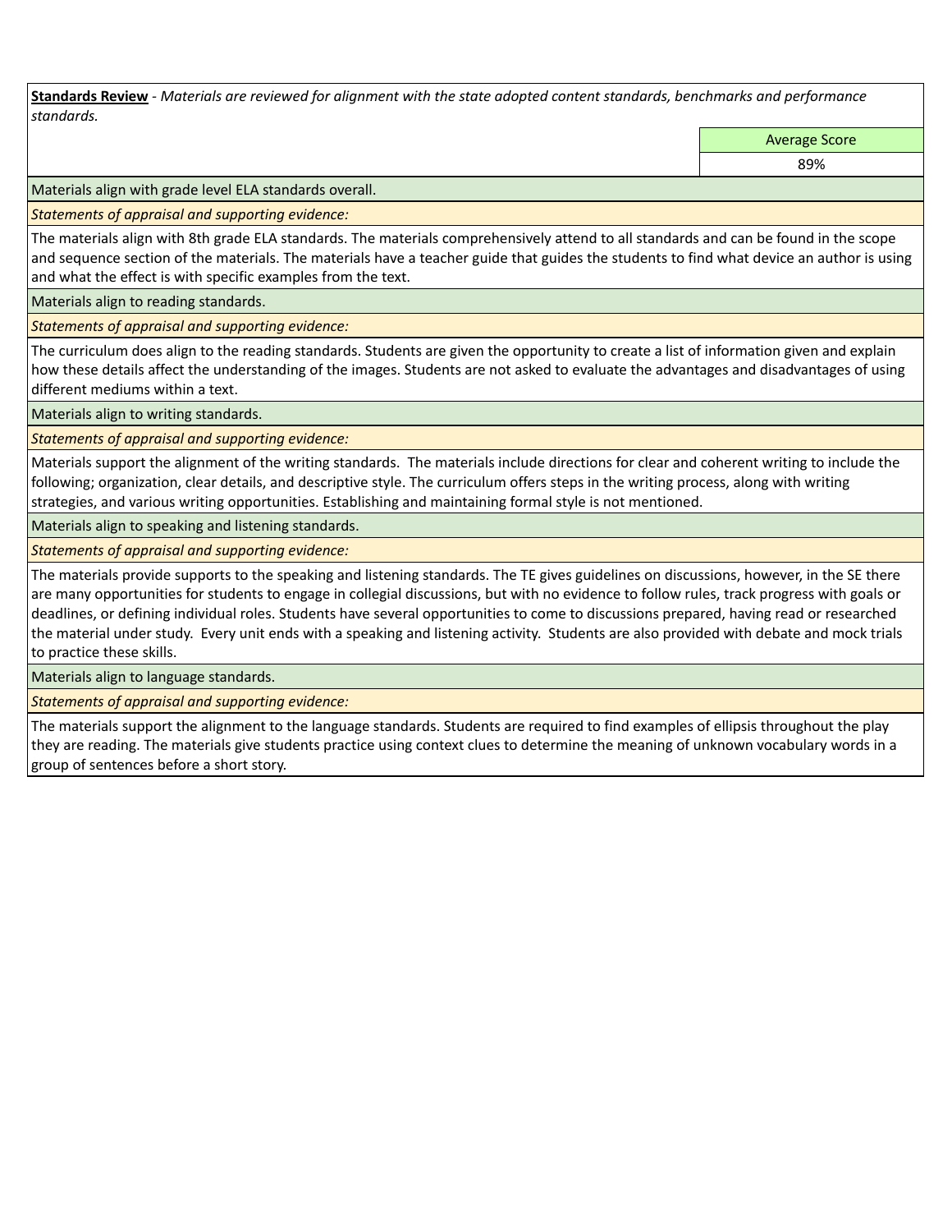**Standards Review** - *Materials are reviewed for alignment with the state adopted content standards, benchmarks and performance standards.*

| Average Score |
|---|
| 89% |

Materials align with grade level ELA standards overall.

*Statements of appraisal and supporting evidence:*

The materials align with 8th grade ELA standards. The materials comprehensively attend to all standards and can be found in the scope and sequence section of the materials. The materials have a teacher guide that guides the students to find what device an author is using and what the effect is with specific examples from the text.

Materials align to reading standards.

*Statements of appraisal and supporting evidence:*

The curriculum does align to the reading standards. Students are given the opportunity to create a list of information given and explain how these details affect the understanding of the images. Students are not asked to evaluate the advantages and disadvantages of using different mediums within a text.

Materials align to writing standards.

*Statements of appraisal and supporting evidence:*

Materials support the alignment of the writing standards. The materials include directions for clear and coherent writing to include the following; organization, clear details, and descriptive style. The curriculum offers steps in the writing process, along with writing strategies, and various writing opportunities. Establishing and maintaining formal style is not mentioned.

Materials align to speaking and listening standards.

*Statements of appraisal and supporting evidence:*

The materials provide supports to the speaking and listening standards. The TE gives guidelines on discussions, however, in the SE there are many opportunities for students to engage in collegial discussions, but with no evidence to follow rules, track progress with goals or deadlines, or defining individual roles. Students have several opportunities to come to discussions prepared, having read or researched the material under study. Every unit ends with a speaking and listening activity. Students are also provided with debate and mock trials to practice these skills.

Materials align to language standards.

*Statements of appraisal and supporting evidence:*

The materials support the alignment to the language standards. Students are required to find examples of ellipsis throughout the play they are reading. The materials give students practice using context clues to determine the meaning of unknown vocabulary words in a group of sentences before a short story.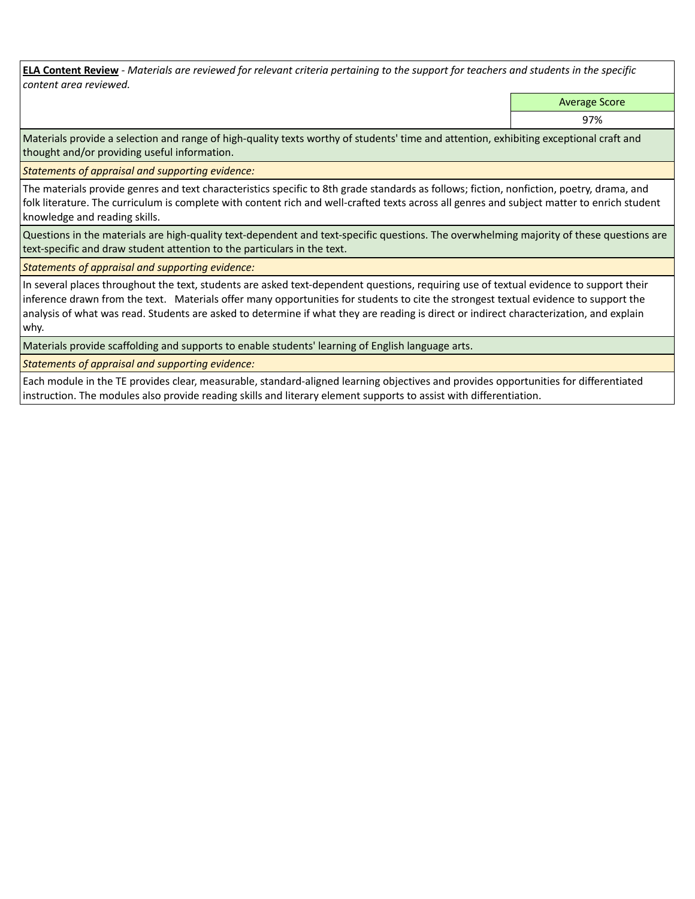**ELA Content Review** - *Materials are reviewed for relevant criteria pertaining to the support for teachers and students in the specific content area reviewed.*

| Average Score |
| --- |
| 97% |

Materials provide a selection and range of high-quality texts worthy of students' time and attention, exhibiting exceptional craft and thought and/or providing useful information.

*Statements of appraisal and supporting evidence:*

The materials provide genres and text characteristics specific to 8th grade standards as follows; fiction, nonfiction, poetry, drama, and folk literature. The curriculum is complete with content rich and well-crafted texts across all genres and subject matter to enrich student knowledge and reading skills.

Questions in the materials are high-quality text-dependent and text-specific questions. The overwhelming majority of these questions are text-specific and draw student attention to the particulars in the text.

*Statements of appraisal and supporting evidence:*

In several places throughout the text, students are asked text-dependent questions, requiring use of textual evidence to support their inference drawn from the text. Materials offer many opportunities for students to cite the strongest textual evidence to support the analysis of what was read. Students are asked to determine if what they are reading is direct or indirect characterization, and explain why.

Materials provide scaffolding and supports to enable students' learning of English language arts.

*Statements of appraisal and supporting evidence:*

Each module in the TE provides clear, measurable, standard-aligned learning objectives and provides opportunities for differentiated instruction. The modules also provide reading skills and literary element supports to assist with differentiation.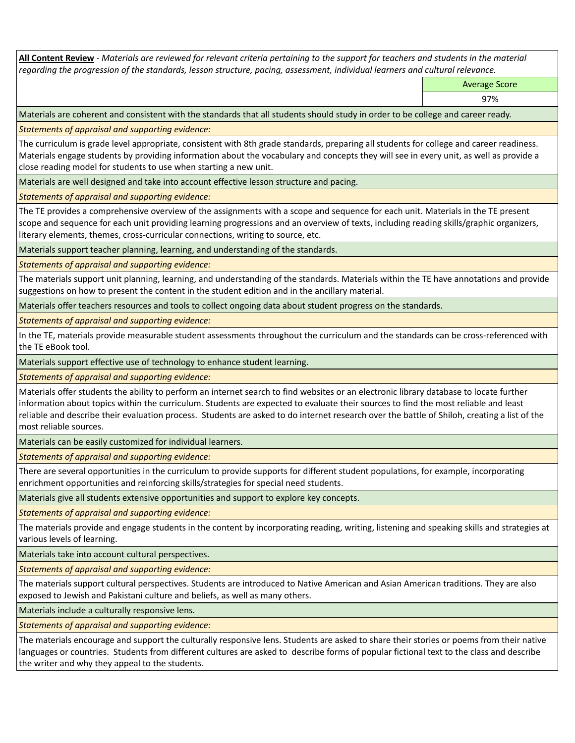**All Content Review** - *Materials are reviewed for relevant criteria pertaining to the support for teachers and students in the material regarding the progression of the standards, lesson structure, pacing, assessment, individual learners and cultural relevance.*

| Average Score |
| --- |
| 97% |

Materials are coherent and consistent with the standards that all students should study in order to be college and career ready.

*Statements of appraisal and supporting evidence:*

The curriculum is grade level appropriate, consistent with 8th grade standards, preparing all students for college and career readiness. Materials engage students by providing information about the vocabulary and concepts they will see in every unit, as well as provide a close reading model for students to use when starting a new unit.

Materials are well designed and take into account effective lesson structure and pacing.

*Statements of appraisal and supporting evidence:*

The TE provides a comprehensive overview of the assignments with a scope and sequence for each unit. Materials in the TE present scope and sequence for each unit providing learning progressions and an overview of texts, including reading skills/graphic organizers, literary elements, themes, cross-curricular connections, writing to source, etc.

Materials support teacher planning, learning, and understanding of the standards.

*Statements of appraisal and supporting evidence:*

The materials support unit planning, learning, and understanding of the standards. Materials within the TE have annotations and provide suggestions on how to present the content in the student edition and in the ancillary material.

Materials offer teachers resources and tools to collect ongoing data about student progress on the standards.

*Statements of appraisal and supporting evidence:*

In the TE, materials provide measurable student assessments throughout the curriculum and the standards can be cross-referenced with the TE eBook tool.

Materials support effective use of technology to enhance student learning.

*Statements of appraisal and supporting evidence:*

Materials offer students the ability to perform an internet search to find websites or an electronic library database to locate further information about topics within the curriculum. Students are expected to evaluate their sources to find the most reliable and least reliable and describe their evaluation process. Students are asked to do internet research over the battle of Shiloh, creating a list of the most reliable sources.

Materials can be easily customized for individual learners.

*Statements of appraisal and supporting evidence:*

There are several opportunities in the curriculum to provide supports for different student populations, for example, incorporating enrichment opportunities and reinforcing skills/strategies for special need students.

Materials give all students extensive opportunities and support to explore key concepts.

*Statements of appraisal and supporting evidence:*

The materials provide and engage students in the content by incorporating reading, writing, listening and speaking skills and strategies at various levels of learning.

Materials take into account cultural perspectives.

*Statements of appraisal and supporting evidence:*

The materials support cultural perspectives. Students are introduced to Native American and Asian American traditions. They are also exposed to Jewish and Pakistani culture and beliefs, as well as many others.

Materials include a culturally responsive lens.

*Statements of appraisal and supporting evidence:*

The materials encourage and support the culturally responsive lens. Students are asked to share their stories or poems from their native languages or countries. Students from different cultures are asked to describe forms of popular fictional text to the class and describe the writer and why they appeal to the students.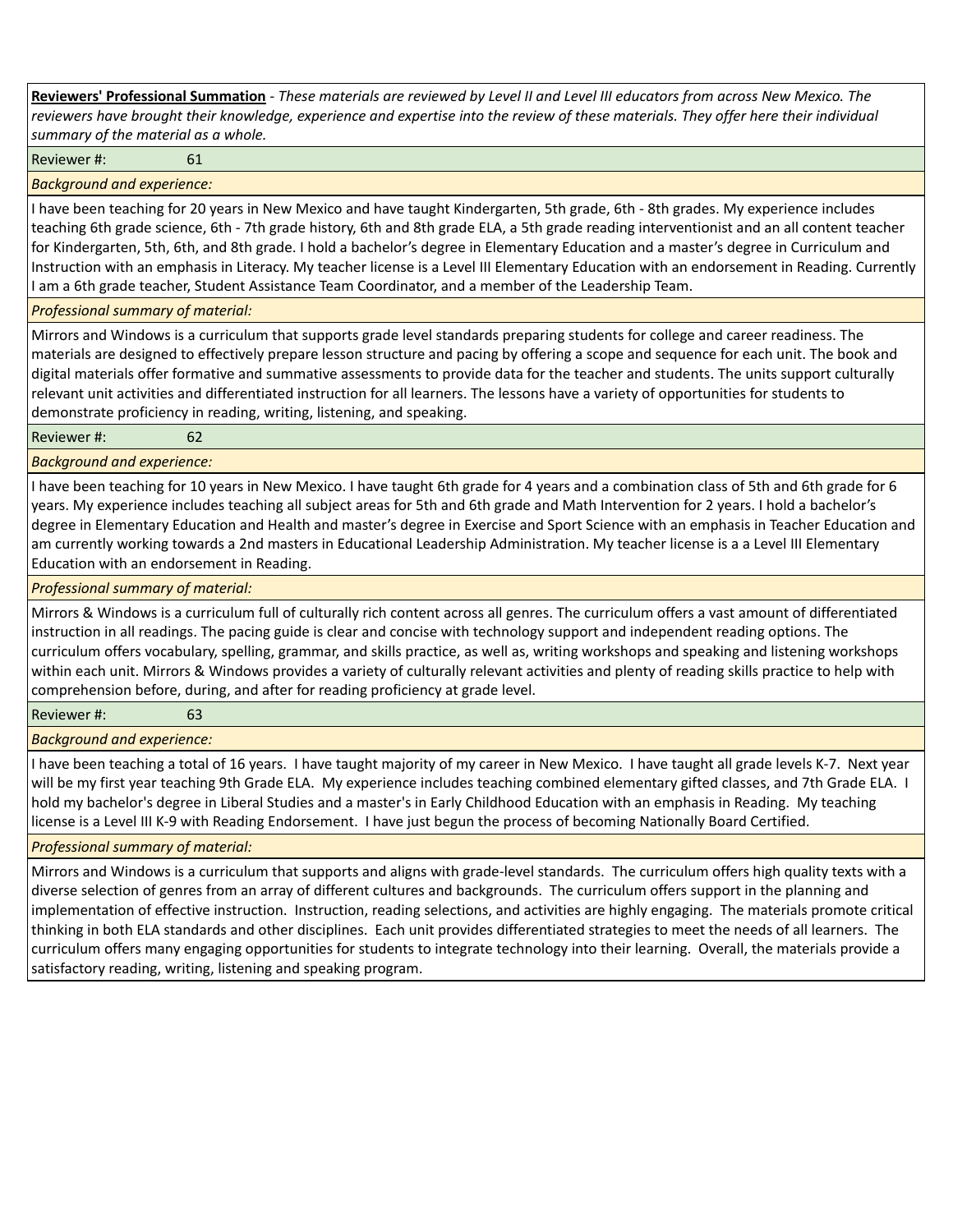**<u>Reviewers' Professional Summation</u>** - *These materials are reviewed by Level II and Level III educators from across New Mexico. The reviewers have brought their knowledge, experience and expertise into the review of these materials. They offer here their individual summary of the material as a whole.*

Reviewer #: 61

*Background and experience:*

I have been teaching for 20 years in New Mexico and have taught Kindergarten, 5th grade, 6th - 8th grades. My experience includes teaching 6th grade science, 6th - 7th grade history, 6th and 8th grade ELA, a 5th grade reading interventionist and an all content teacher for Kindergarten, 5th, 6th, and 8th grade. I hold a bachelor's degree in Elementary Education and a master's degree in Curriculum and Instruction with an emphasis in Literacy. My teacher license is a Level III Elementary Education with an endorsement in Reading. Currently I am a 6th grade teacher, Student Assistance Team Coordinator, and a member of the Leadership Team.

*Professional summary of material:*

Mirrors and Windows is a curriculum that supports grade level standards preparing students for college and career readiness. The materials are designed to effectively prepare lesson structure and pacing by offering a scope and sequence for each unit. The book and digital materials offer formative and summative assessments to provide data for the teacher and students. The units support culturally relevant unit activities and differentiated instruction for all learners. The lessons have a variety of opportunities for students to demonstrate proficiency in reading, writing, listening, and speaking.

Reviewer #: 62

*Background and experience:*

I have been teaching for 10 years in New Mexico. I have taught 6th grade for 4 years and a combination class of 5th and 6th grade for 6 years. My experience includes teaching all subject areas for 5th and 6th grade and Math Intervention for 2 years. I hold a bachelor's degree in Elementary Education and Health and master's degree in Exercise and Sport Science with an emphasis in Teacher Education and am currently working towards a 2nd masters in Educational Leadership Administration. My teacher license is a a Level III Elementary Education with an endorsement in Reading.

*Professional summary of material:*

Mirrors & Windows is a curriculum full of culturally rich content across all genres. The curriculum offers a vast amount of differentiated instruction in all readings. The pacing guide is clear and concise with technology support and independent reading options. The curriculum offers vocabulary, spelling, grammar, and skills practice, as well as, writing workshops and speaking and listening workshops within each unit. Mirrors & Windows provides a variety of culturally relevant activities and plenty of reading skills practice to help with comprehension before, during, and after for reading proficiency at grade level.

Reviewer #: 63

*Background and experience:*

I have been teaching a total of 16 years. I have taught majority of my career in New Mexico. I have taught all grade levels K-7. Next year will be my first year teaching 9th Grade ELA. My experience includes teaching combined elementary gifted classes, and 7th Grade ELA. I hold my bachelor's degree in Liberal Studies and a master's in Early Childhood Education with an emphasis in Reading. My teaching license is a Level III K-9 with Reading Endorsement. I have just begun the process of becoming Nationally Board Certified.

*Professional summary of material:*

Mirrors and Windows is a curriculum that supports and aligns with grade-level standards. The curriculum offers high quality texts with a diverse selection of genres from an array of different cultures and backgrounds. The curriculum offers support in the planning and implementation of effective instruction. Instruction, reading selections, and activities are highly engaging. The materials promote critical thinking in both ELA standards and other disciplines. Each unit provides differentiated strategies to meet the needs of all learners. The curriculum offers many engaging opportunities for students to integrate technology into their learning. Overall, the materials provide a satisfactory reading, writing, listening and speaking program.